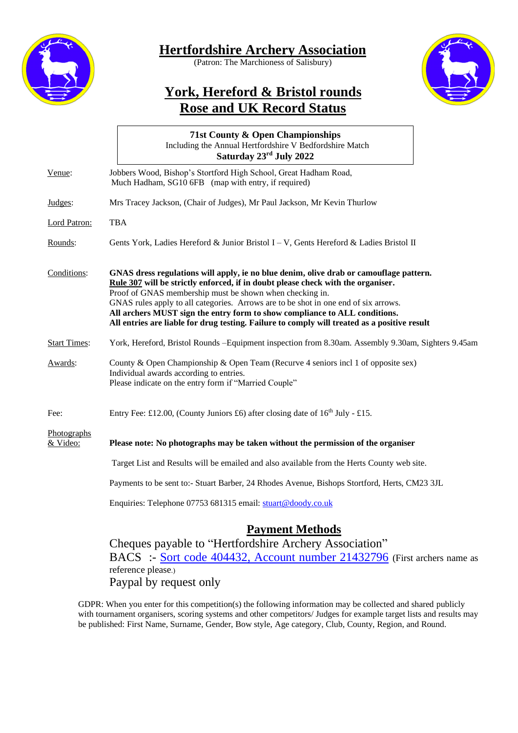# Hertfordshire Archery Association

(Patron: The Marchioness of Salisbury)

## York, Hereford & Bristol rounds
## Rose and UK Record Status

**71st County & Open Championships**
Including the Annual Hertfordshire V Bedfordshire Match
**Saturday 23rd July 2022**

Venue: Jobbers Wood, Bishop's Stortford High School, Great Hadham Road, Much Hadham, SG10 6FB (map with entry, if required)

Judges: Mrs Tracey Jackson, (Chair of Judges), Mr Paul Jackson, Mr Kevin Thurlow

Lord Patron: TBA

Rounds: Gents York, Ladies Hereford & Junior Bristol I – V, Gents Hereford & Ladies Bristol II

Conditions: **GNAS dress regulations will apply, ie no blue denim, olive drab or camouflage pattern.**
**Rule 307 will be strictly enforced, if in doubt please check with the organiser.**
Proof of GNAS membership must be shown when checking in.
GNAS rules apply to all categories. Arrows are to be shot in one end of six arrows.
**All archers MUST sign the entry form to show compliance to ALL conditions.**
**All entries are liable for drug testing. Failure to comply will treated as a positive result**

Start Times: York, Hereford, Bristol Rounds –Equipment inspection from 8.30am. Assembly 9.30am, Sighters 9.45am

Awards: County & Open Championship & Open Team (Recurve 4 seniors incl 1 of opposite sex)
Individual awards according to entries.
Please indicate on the entry form if "Married Couple"

Fee: Entry Fee: £12.00, (County Juniors £6) after closing date of 16th July - £15.

Photographs & Video: **Please note: No photographs may be taken without the permission of the organiser**

Target List and Results will be emailed and also available from the Herts County web site.

Payments to be sent to:- Stuart Barber, 24 Rhodes Avenue, Bishops Stortford, Herts, CM23 3JL

Enquiries: Telephone 07753 681315 email: stuart@doody.co.uk

## Payment Methods

Cheques payable to "Hertfordshire Archery Association"
BACS :- Sort code 404432, Account number 21432796 (First archers name as reference please.)
Paypal by request only

GDPR: When you enter for this competition(s) the following information may be collected and shared publicly with tournament organisers, scoring systems and other competitors/ Judges for example target lists and results may be published: First Name, Surname, Gender, Bow style, Age category, Club, County, Region, and Round.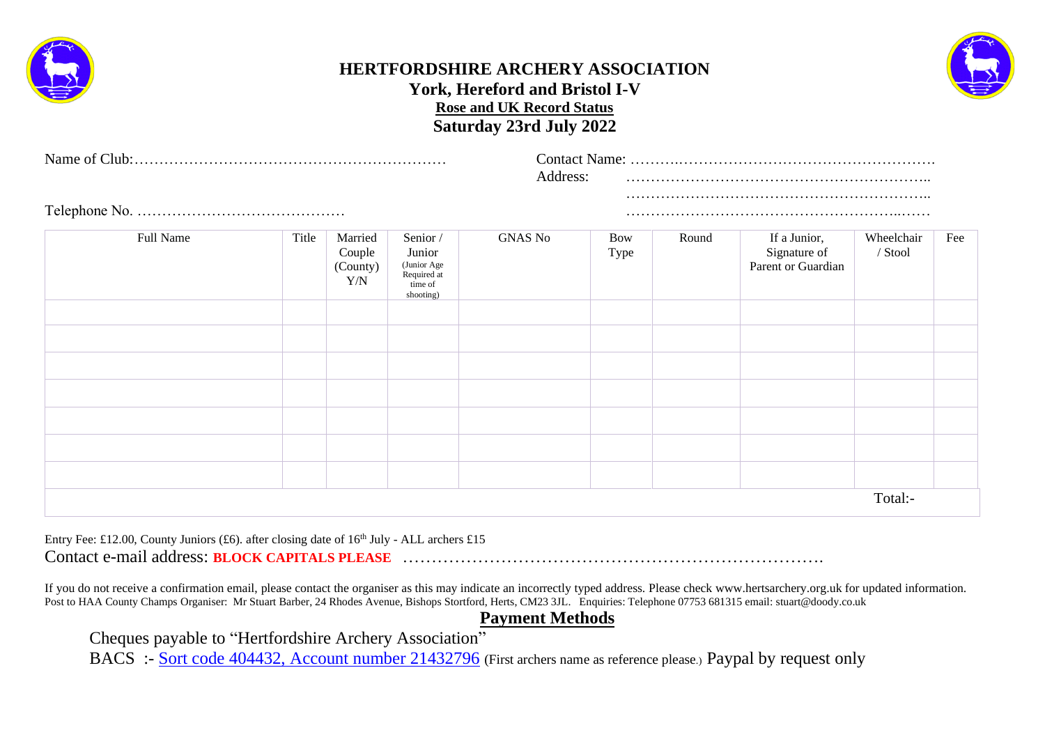# HERTFORDSHIRE ARCHERY ASSOCIATION

## York, Hereford and Bristol I-V

**Rose and UK Record Status**

**Saturday 23rd July 2022**

Name of Club:………………………………………………………

Contact Name: ………………………………………………………….

Address: ……………………………………………………..
……………………………………………………..
………………………………………………..……

Telephone No. ……………………………………

| Full Name | Title | Married Couple (County) Y/N | Senior / Junior (Junior Age Required at time of shooting) | GNAS No | Bow Type | Round | If a Junior, Signature of Parent or Guardian | Wheelchair / Stool | Fee |
|---|---|---|---|---|---|---|---|---|---|
| | | | | | | | | | |
| | | | | | | | | | |
| | | | | | | | | | |
| | | | | | | | | | |
| | | | | | | | | | |
| | | | | | | | | | |
| | | | | | | | | | |
| | | | | | | | | Total:- | |

Entry Fee: £12.00, County Juniors (£6). after closing date of 16th July - ALL archers £15

Contact e-mail address: **BLOCK CAPITALS PLEASE** ……………………………………………………………….

If you do not receive a confirmation email, please contact the organiser as this may indicate an incorrectly typed address. Please check www.hertsarchery.org.uk for updated information.
Post to HAA County Champs Organiser: Mr Stuart Barber, 24 Rhodes Avenue, Bishops Stortford, Herts, CM23 3JL. Enquiries: Telephone 07753 681315 email: stuart@doody.co.uk

## Payment Methods

Cheques payable to "Hertfordshire Archery Association"

BACS :- Sort code 404432, Account number 21432796 (First archers name as reference please.) Paypal by request only